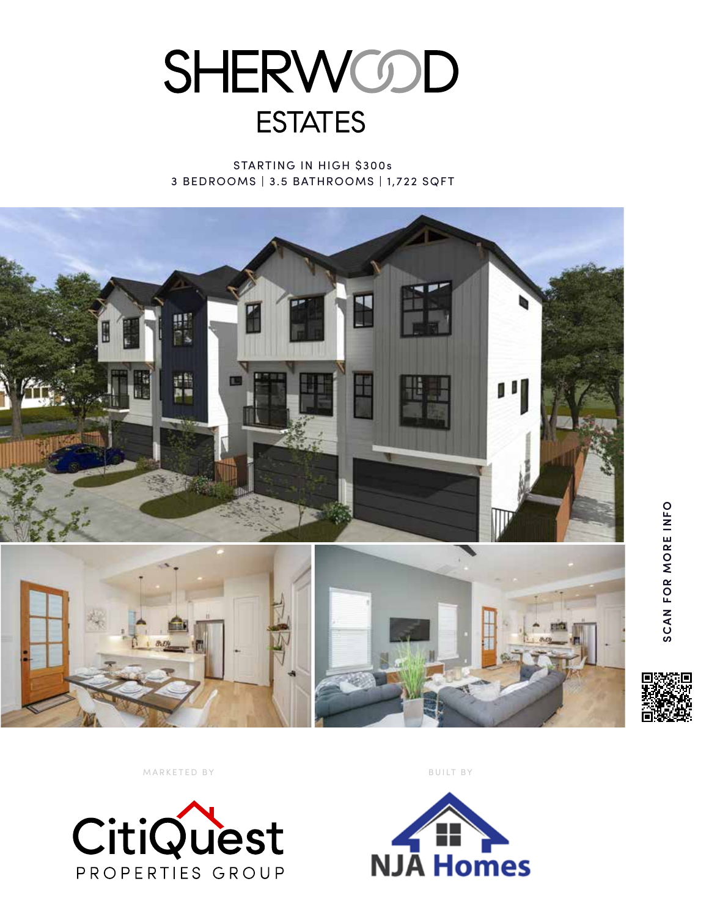# SHERWOOD ESTATES

STARTING IN HIGH $300s

3 BEDROOMS | 3.5 BATHROOMS | 1,722 SQFT

SCAN FOR MORE INFO

MARKETED BY

CitiQuest PROPERTIES GROUP

BUILT BY

NJA Homes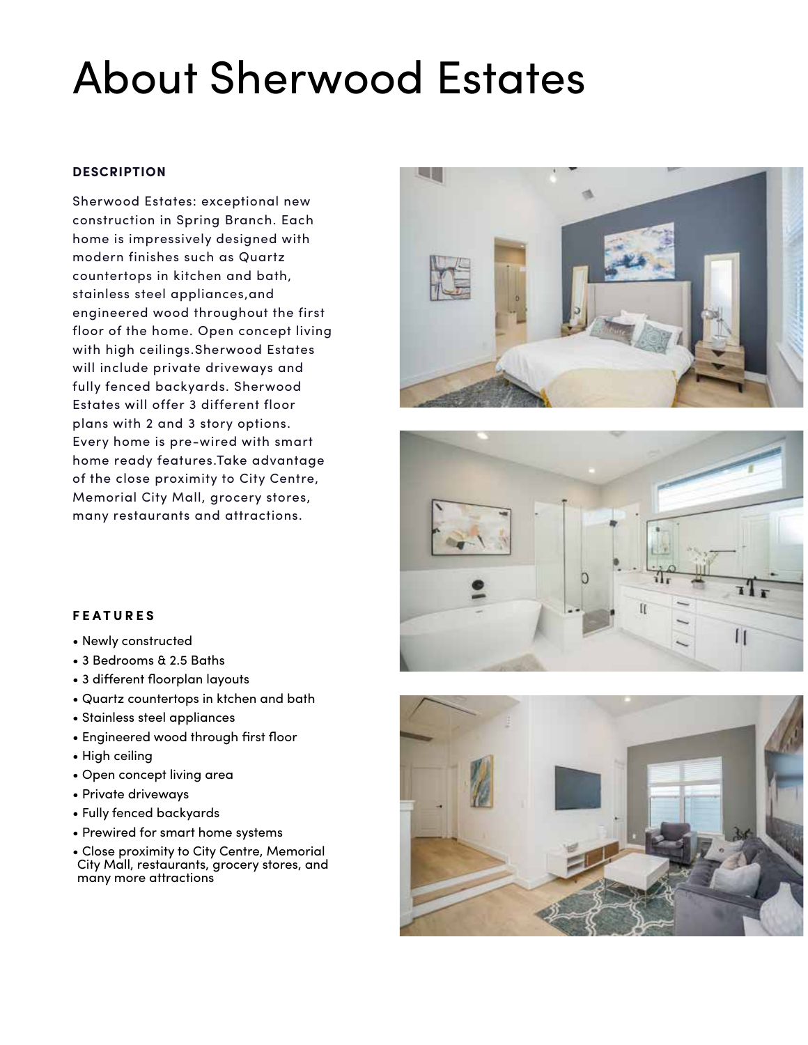# About Sherwood Estates

**DESCRIPTION**

Sherwood Estates: exceptional new construction in Spring Branch. Each home is impressively designed with modern finishes such as Quartz countertops in kitchen and bath, stainless steel appliances,and engineered wood throughout the first floor of the home. Open concept living with high ceilings.Sherwood Estates will include private driveways and fully fenced backyards. Sherwood Estates will offer 3 different floor plans with 2 and 3 story options. Every home is pre-wired with smart home ready features.Take advantage of the close proximity to City Centre, Memorial City Mall, grocery stores, many restaurants and attractions.

**FEATURES**

- Newly constructed
- 3 Bedrooms & 2.5 Baths
- 3 different floorplan layouts
- Quartz countertops in ktchen and bath
- Stainless steel appliances
- Engineered wood through first floor
- High ceiling
- Open concept living area
- Private driveways
- Fully fenced backyards
- Prewired for smart home systems
- Close proximity to City Centre, Memorial City Mall, restaurants, grocery stores, and many more attractions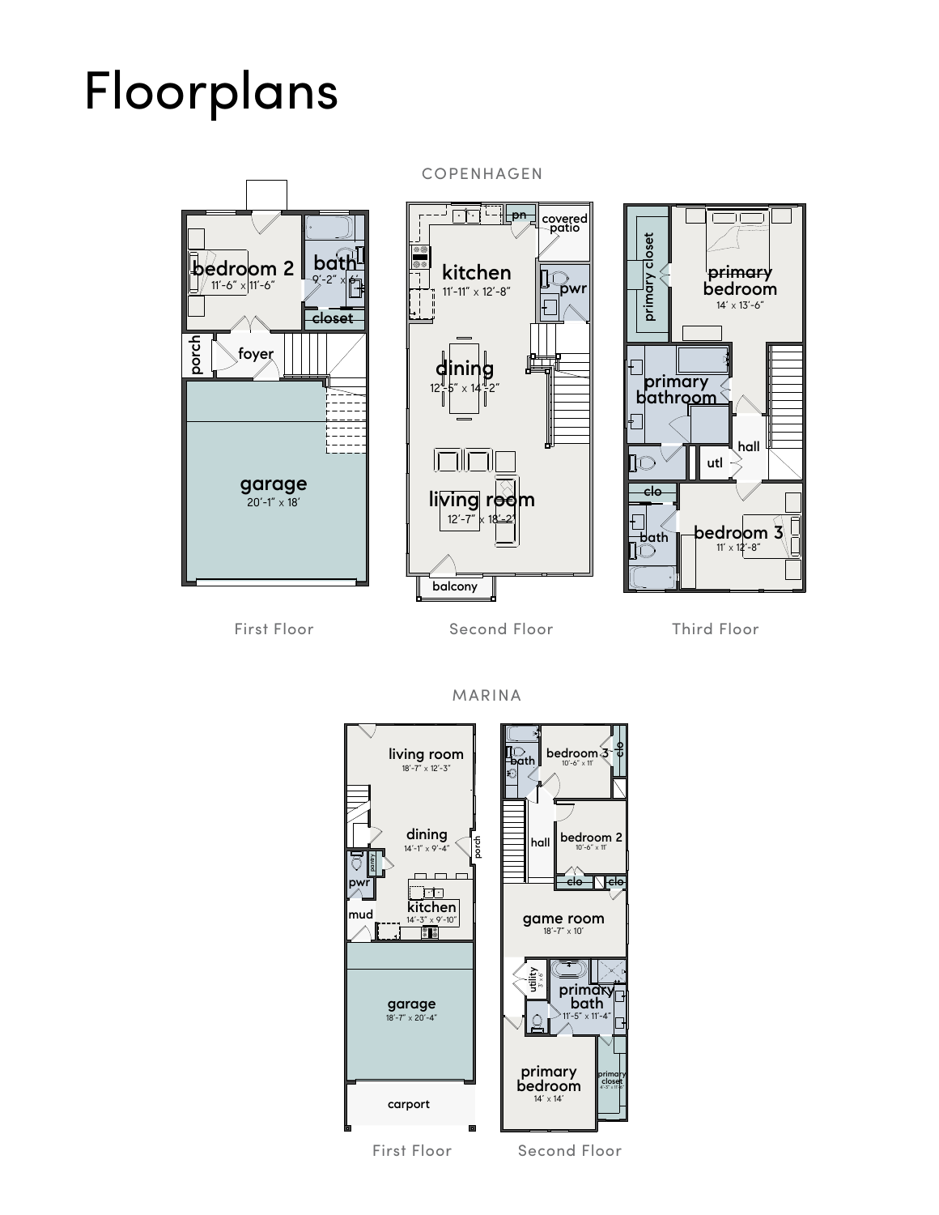# Floorplans

## COPENHAGEN

### First Floor

- bedroom 2 — 11'-6" x 11'-6"
- bath — 9'-2" x 6'
- closet
- porch
- foyer
- garage — 20'-1" x 18'

### Second Floor

- kitchen — 11'-11" x 12'-8"
- pn
- covered patio
- pwr
- dining — 12'-5" x 14'-2"
- living room — 12'-7" x 18'-2"
- balcony

### Third Floor

- primary closet
- primary bedroom — 14' x 13'-6"
- primary bathroom
- hall
- utl
- clo
- bath
- bedroom 3 — 11' x 12'-8"

## MARINA

### First Floor

- living room — 18'-7" x 12'-3"
- dining — 14'-1" x 9'-4"
- porch
- pantry
- pwr
- mud
- kitchen — 14'-3" x 9'-10"
- garage — 18'-7" x 20'-4"
- carport

### Second Floor

- bath
- bedroom 3 — 10'-6" x 11'
- clo
- hall
- bedroom 2 — 10'-6" x 11'
- clo
- clo
- game room — 18'-7" x 10'
- utility
- primary bath — 11'-5" x 11'-4"
- primary bedroom — 14' x 14'
- primary closet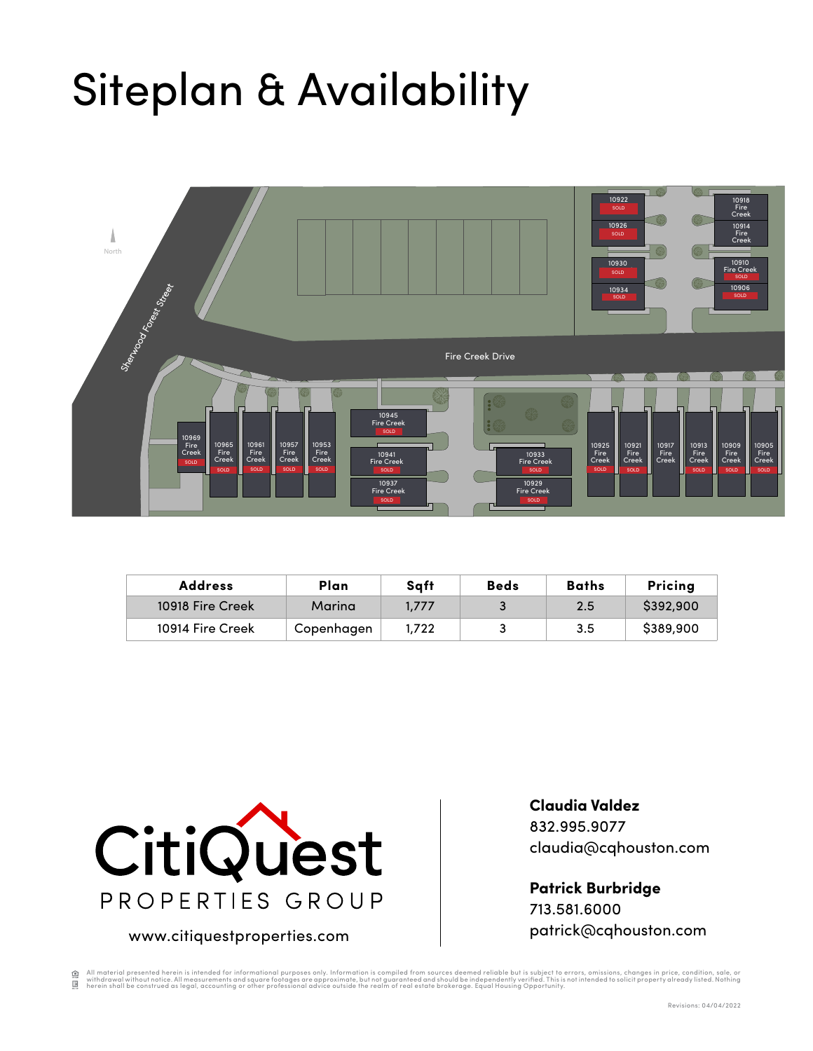# Siteplan & Availability

North

Sherwood Forest Street

Fire Creek Drive

10922 SOLD

10926 SOLD

10930 SOLD

10934 SOLD

10918 Fire Creek

10914 Fire Creek

10910 Fire Creek SOLD

10906 SOLD

10969 Fire Creek SOLD

10965 Fire Creek SOLD

10961 Fire Creek SOLD

10957 Fire Creek SOLD

10953 Fire Creek SOLD

10945 Fire Creek SOLD

10941 Fire Creek SOLD

10937 Fire Creek SOLD

10933 Fire Creek SOLD

10929 Fire Creek SOLD

10925 Fire Creek SOLD

10921 Fire Creek SOLD

10917 Fire Creek

10913 Fire Creek SOLD

10909 Fire Creek SOLD

10905 Fire Creek SOLD

| Address | Plan | Sqft | Beds | Baths | Pricing |
|---|---|---|---|---|---|
| 10918 Fire Creek | Marina | 1,777 | 3 | 2.5 | $392,900 |
| 10914 Fire Creek | Copenhagen | 1,722 | 3 | 3.5 | $389,900 |

CitiQuest PROPERTIES GROUP

www.citiquestproperties.com

**Claudia Valdez**
832.995.9077
claudia@cqhouston.com

**Patrick Burbridge**
713.581.6000
patrick@cqhouston.com

All material presented herein is intended for informational purposes only. Information is compiled from sources deemed reliable but is subject to errors, omissions, changes in price, condition, sale, or withdrawal without notice. All measurements and square footages are approximate, but not guaranteed and should be independently verified. This is not intended to solicit property already listed. Nothing herein shall be construed as legal, accounting or other professional advice outside the realm of real estate brokerage. Equal Housing Opportunity.

Revisions: 04/04/2022